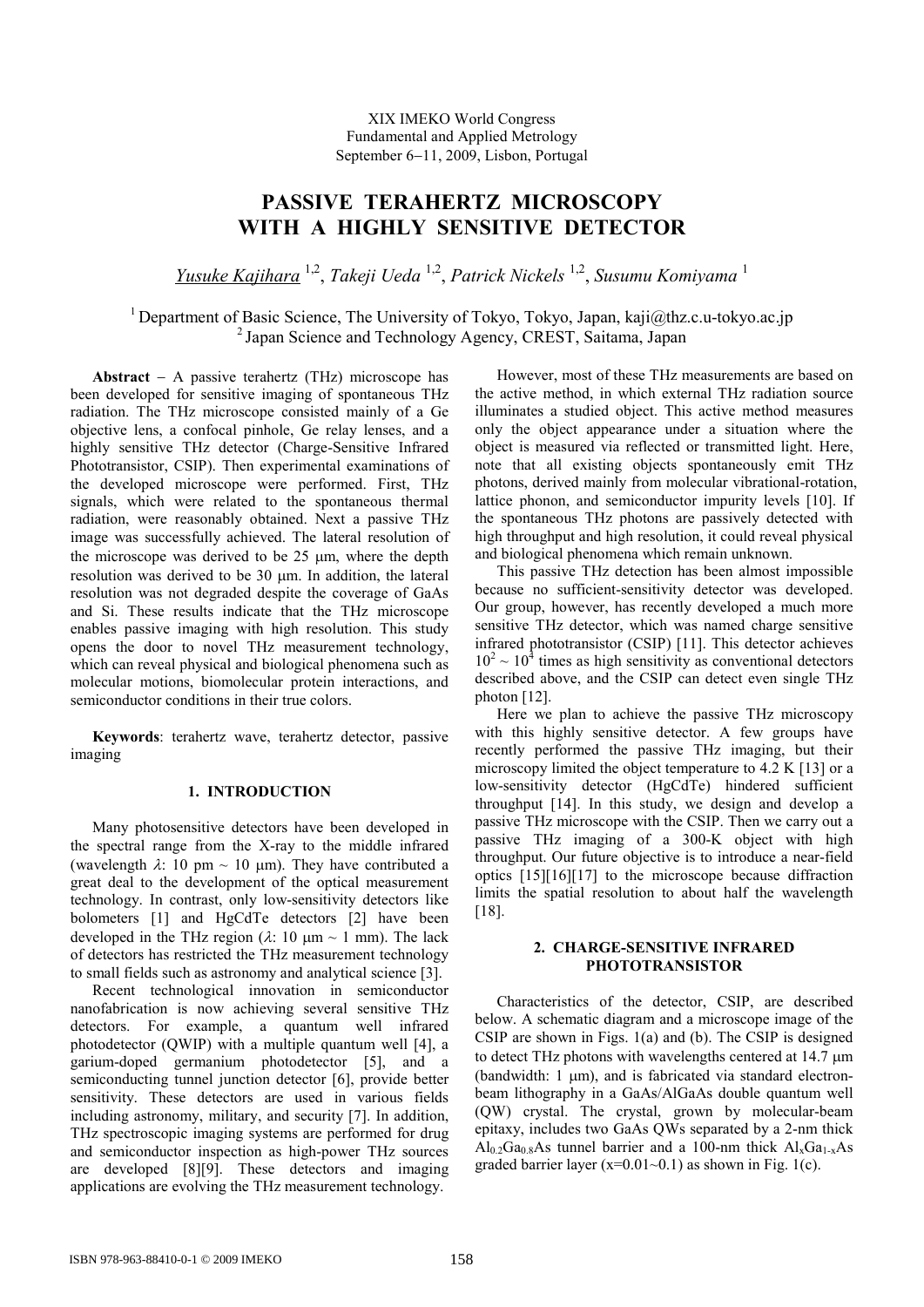XIX IMEKO World Congress
Fundamental and Applied Metrology
September 6−11, 2009, Lisbon, Portugal

# PASSIVE TERAHERTZ MICROSCOPY WITH A HIGHLY SENSITIVE DETECTOR

*Yusuke Kajihara* [1,2], *Takeji Ueda* [1,2], *Patrick Nickels* [1,2], *Susumu Komiyama* [1]

[1] Department of Basic Science, The University of Tokyo, Tokyo, Japan, kaji@thz.c.u-tokyo.ac.jp
[2] Japan Science and Technology Agency, CREST, Saitama, Japan

**Abstract** − A passive terahertz (THz) microscope has been developed for sensitive imaging of spontaneous THz radiation. The THz microscope consisted mainly of a Ge objective lens, a confocal pinhole, Ge relay lenses, and a highly sensitive THz detector (Charge-Sensitive Infrared Phototransistor, CSIP). Then experimental examinations of the developed microscope were performed. First, THz signals, which were related to the spontaneous thermal radiation, were reasonably obtained. Next a passive THz image was successfully achieved. The lateral resolution of the microscope was derived to be 25 μm, where the depth resolution was derived to be 30 μm. In addition, the lateral resolution was not degraded despite the coverage of GaAs and Si. These results indicate that the THz microscope enables passive imaging with high resolution. This study opens the door to novel THz measurement technology, which can reveal physical and biological phenomena such as molecular motions, biomolecular protein interactions, and semiconductor conditions in their true colors.

**Keywords**: terahertz wave, terahertz detector, passive imaging

## 1. INTRODUCTION

Many photosensitive detectors have been developed in the spectral range from the X-ray to the middle infrared (wavelength $\lambda$: 10 pm ~ 10 μm). They have contributed a great deal to the development of the optical measurement technology. In contrast, only low-sensitivity detectors like bolometers [1] and HgCdTe detectors [2] have been developed in the THz region ($\lambda$: 10 μm ~ 1 mm). The lack of detectors has restricted the THz measurement technology to small fields such as astronomy and analytical science [3].

Recent technological innovation in semiconductor nanofabrication is now achieving several sensitive THz detectors. For example, a quantum well infrared photodetector (QWIP) with a multiple quantum well [4], a garium-doped germanium photodetector [5], and a semiconducting tunnel junction detector [6], provide better sensitivity. These detectors are used in various fields including astronomy, military, and security [7]. In addition, THz spectroscopic imaging systems are performed for drug and semiconductor inspection as high-power THz sources are developed [8][9]. These detectors and imaging applications are evolving the THz measurement technology.

However, most of these THz measurements are based on the active method, in which external THz radiation source illuminates a studied object. This active method measures only the object appearance under a situation where the object is measured via reflected or transmitted light. Here, note that all existing objects spontaneously emit THz photons, derived mainly from molecular vibrational-rotation, lattice phonon, and semiconductor impurity levels [10]. If the spontaneous THz photons are passively detected with high throughput and high resolution, it could reveal physical and biological phenomena which remain unknown.

This passive THz detection has been almost impossible because no sufficient-sensitivity detector was developed. Our group, however, has recently developed a much more sensitive THz detector, which was named charge sensitive infrared phototransistor (CSIP) [11]. This detector achieves $10^2 \sim 10^4$ times as high sensitivity as conventional detectors described above, and the CSIP can detect even single THz photon [12].

Here we plan to achieve the passive THz microscopy with this highly sensitive detector. A few groups have recently performed the passive THz imaging, but their microscopy limited the object temperature to 4.2 K [13] or a low-sensitivity detector (HgCdTe) hindered sufficient throughput [14]. In this study, we design and develop a passive THz microscope with the CSIP. Then we carry out a passive THz imaging of a 300-K object with high throughput. Our future objective is to introduce a near-field optics [15][16][17] to the microscope because diffraction limits the spatial resolution to about half the wavelength [18].

## 2. CHARGE-SENSITIVE INFRARED PHOTOTRANSISTOR

Characteristics of the detector, CSIP, are described below. A schematic diagram and a microscope image of the CSIP are shown in Figs. 1(a) and (b). The CSIP is designed to detect THz photons with wavelengths centered at 14.7 μm (bandwidth: 1 μm), and is fabricated via standard electron-beam lithography in a GaAs/AlGaAs double quantum well (QW) crystal. The crystal, grown by molecular-beam epitaxy, includes two GaAs QWs separated by a 2-nm thick $Al_{0.2}Ga_{0.8}As$ tunnel barrier and a 100-nm thick $Al_xGa_{1-x}As$ graded barrier layer (x=0.01~0.1) as shown in Fig. 1(c).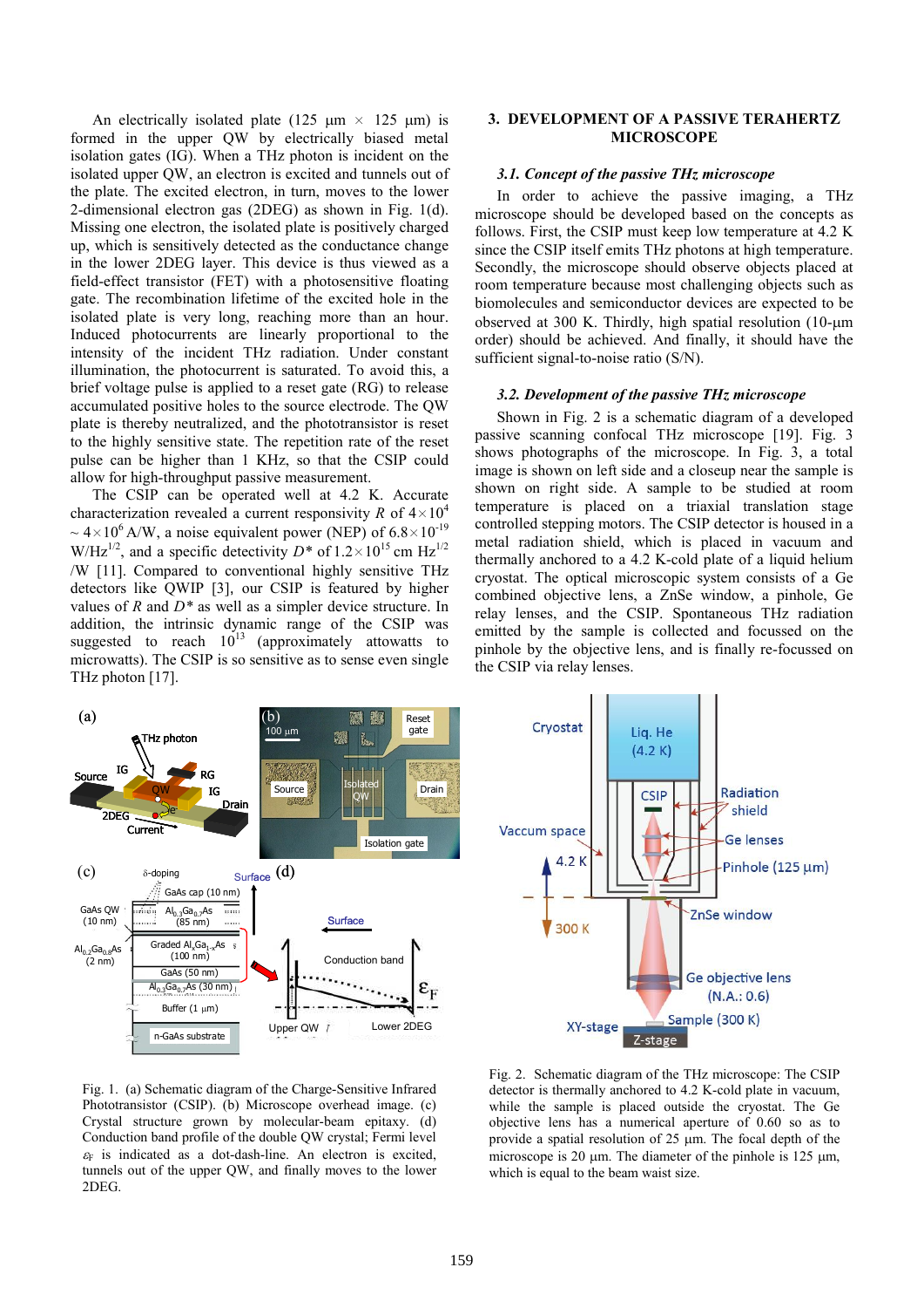An electrically isolated plate (125 µm × 125 µm) is formed in the upper QW by electrically biased metal isolation gates (IG). When a THz photon is incident on the isolated upper QW, an electron is excited and tunnels out of the plate. The excited electron, in turn, moves to the lower 2-dimensional electron gas (2DEG) as shown in Fig. 1(d). Missing one electron, the isolated plate is positively charged up, which is sensitively detected as the conductance change in the lower 2DEG layer. This device is thus viewed as a field-effect transistor (FET) with a photosensitive floating gate. The recombination lifetime of the excited hole in the isolated plate is very long, reaching more than an hour. Induced photocurrents are linearly proportional to the intensity of the incident THz radiation. Under constant illumination, the photocurrent is saturated. To avoid this, a brief voltage pulse is applied to a reset gate (RG) to release accumulated positive holes to the source electrode. The QW plate is thereby neutralized, and the phototransistor is reset to the highly sensitive state. The repetition rate of the reset pulse can be higher than 1 KHz, so that the CSIP could allow for high-throughput passive measurement.

The CSIP can be operated well at 4.2 K. Accurate characterization revealed a current responsivity $R$ of $4\times10^4$ ~ $4\times10^6$ A/W, a noise equivalent power (NEP) of $6.8\times10^{-19}$ W/Hz$^{1/2}$, and a specific detectivity $D^*$ of $1.2\times10^{15}$ cm Hz$^{1/2}$ /W [11]. Compared to conventional highly sensitive THz detectors like QWIP [3], our CSIP is featured by higher values of $R$ and $D^*$ as well as a simpler device structure. In addition, the intrinsic dynamic range of the CSIP was suggested to reach $10^{13}$ (approximately attowatts to microwatts). The CSIP is so sensitive as to sense even single THz photon [17].

Fig. 1. (a) Schematic diagram of the Charge-Sensitive Infrared Photortransistor (CSIP). (b) Microscope overhead image. (c) Crystal structure grown by molecular-beam epitaxy. (d) Conduction band profile of the double QW crystal; Fermi level $\varepsilon_F$ is indicated as a dot-dash-line. An electron is excited, tunnels out of the upper QW, and finally moves to the lower 2DEG.

## 3. DEVELOPMENT OF A PASSIVE TERAHERTZ MICROSCOPE

### 3.1. Concept of the passive THz microscope

In order to achieve the passive imaging, a THz microscope should be developed based on the concepts as follows. First, the CSIP must keep low temperature at 4.2 K since the CSIP itself emits THz photons at high temperature. Secondly, the microscope should observe objects placed at room temperature because most challenging objects such as biomolecules and semiconductor devices are expected to be observed at 300 K. Thirdly, high spatial resolution (10-µm order) should be achieved. And finally, it should have the sufficient signal-to-noise ratio (S/N).

### 3.2. Development of the passive THz microscope

Shown in Fig. 2 is a schematic diagram of a developed passive scanning confocal THz microscope [19]. Fig. 3 shows photographs of the microscope. In Fig. 3, a total image is shown on left side and a closeup near the sample is shown on right side. A sample to be studied at room temperature is placed on a triaxial translation stage controlled stepping motors. The CSIP detector is housed in a metal radiation shield, which is placed in vacuum and thermally anchored to a 4.2 K-cold plate of a liquid helium cryostat. The optical microscopic system consists of a Ge combined objective lens, a ZnSe window, a pinhole, Ge relay lenses, and the CSIP. Spontaneous THz radiation emitted by the sample is collected and focussed on the pinhole by the objective lens, and is finally re-focussed on the CSIP via relay lenses.

Fig. 2. Schematic diagram of the THz microscope: The CSIP detector is thermally anchored to 4.2 K-cold plate in vacuum, while the sample is placed outside the cryostat. The Ge objective lens has a numerical aperture of 0.60 so as to provide a spatial resolution of 25 µm. The focal depth of the microscope is 20 µm. The diameter of the pinhole is 125 µm, which is equal to the beam waist size.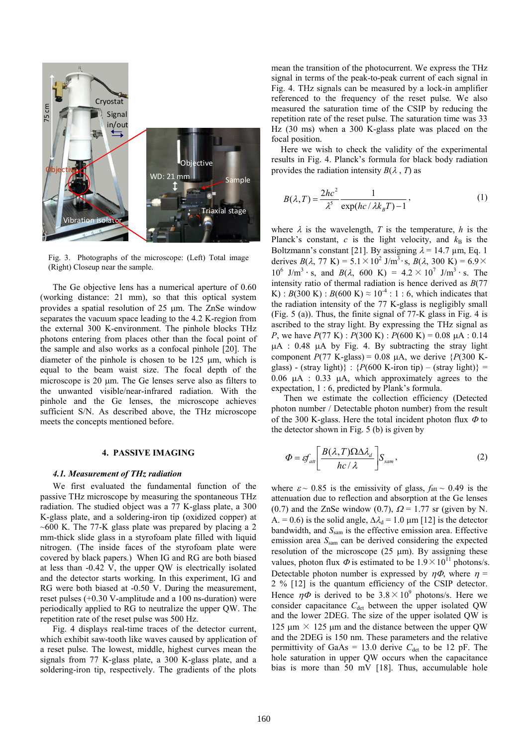Fig. 3. Photographs of the microscope: (Left) Total image (Right) Closeup near the sample.

The Ge objective lens has a numerical aperture of 0.60 (working distance: 21 mm), so that this optical system provides a spatial resolution of 25 μm. The ZnSe window separates the vacuum space leading to the 4.2 K-region from the external 300 K-environment. The pinhole blocks THz photons entering from places other than the focal point of the sample and also works as a confocal pinhole [20]. The diameter of the pinhole is chosen to be 125 μm, which is equal to the beam waist size. The focal depth of the microscope is 20 μm. The Ge lenses serve also as filters to cut the unwanted visible/near-infrared radiation. With the pinhole and the Ge lenses, the microscope achieves sufficient S/N. As described above, the THz microscope meets the concepts mentioned before.

## 4. PASSIVE IMAGING

### *4.1. Measurement of THz radiation*

We first evaluated the fundamental function of the passive THz microscope by measuring the spontaneous THz radiation. The studied object was a 77 K-glass plate, a 300 K-glass plate, and a soldering-iron tip (oxidized copper) at ~600 K. The 77-K glass plate was prepared by placing a 2 mm-thick slide glass in a styrofoam plate filled with liquid nitrogen. (The inside faces of the styrofoam plate were covered by black papers.) When IG and RG are both biased at less than -0.42 V, the upper QW is electrically isolated and the detector starts working. In this experiment, IG and RG were both biased at -0.50 V. During the measurement, reset pulses (+0.30 V-amplitude and a 100 ns-duration) were periodically applied to RG to neutralize the upper QW. The repetition rate of the reset pulse was 500 Hz.

Fig. 4 displays real-time traces of the detector current, which exhibit saw-tooth like waves caused by application of a reset pulse. The lowest, middle, highest curves mean the signals from 77 K-glass plate, a 300 K-glass plate, and a soldering-iron tip, respectively. The gradients of the plots mean the transition of the photocurrent. We express the THz signal in terms of the peak-to-peak current of each signal in Fig. 4. THz signals can be measured by a lock-in amplifier referenced to the frequency of the reset pulse. We also measured the saturation time of the CSIP by reducing the repetition rate of the reset pulse. The saturation time was 33 Hz (30 ms) when a 300 K-glass plate was placed on the focal position.

Here we wish to check the validity of the experimental results in Fig. 4. Planck's formula for black body radiation provides the radiation intensity $B(\lambda, T)$ as

$$B(\lambda,T) = \frac{2hc^2}{\lambda^5} \frac{1}{\exp(hc/\lambda k_B T) - 1}, \tag{1}$$

where $\lambda$ is the wavelength, $T$ is the temperature, $h$ is the Planck's constant, $c$ is the light velocity, and $k_B$ is the Boltzmann's constant [21]. By assigning $\lambda = 14.7$ μm, Eq. 1 derives $B(\lambda, 77\ \text{K}) = 5.1 \times 10^2\ \text{J/m}^3 \cdot \text{s}$, $B(\lambda, 300\ \text{K}) = 6.9 \times 10^6\ \text{J/m}^3 \cdot \text{s}$, and $B(\lambda, 600\ \text{K}) = 4.2 \times 10^7\ \text{J/m}^3 \cdot \text{s}$. The intensity ratio of thermal radiation is hence derived as $B(77\ \text{K}) : B(300\ \text{K}) : B(600\ \text{K}) \approx 10^{-4} : 1 : 6$, which indicates that the radiation intensity of the 77 K-glass is negligibly small (Fig. 5 (a)). Thus, the finite signal of 77-K glass in Fig. 4 is ascribed to the stray light. By expressing the THz signal as $P$, we have $P(77\ \text{K}) : P(300\ \text{K}) : P(600\ \text{K}) = 0.08$ μA : 0.14 μA : 0.48 μA by Fig. 4. By subtracting the stray light component $P$(77 K-glass) = 0.08 μA, we derive {$P$(300 K-glass) - (stray light)} : {$P$(600 K-iron tip) – (stray light)} = 0.06 μA : 0.33 μA, which approximately agrees to the expectation, 1 : 6, predicted by Plank's formula.

Then we estimate the collection efficiency (Detected photon number / Detectable photon number) from the result of the 300 K-glass. Here the total incident photon flux $\Phi$ to the detector shown in Fig. 5 (b) is given by

$$\Phi = \varepsilon f_{att} \left[ \frac{B(\lambda,T)\Omega\Delta\lambda_d}{hc/\lambda} \right] S_{sam}, \tag{2}$$

where $\varepsilon \sim 0.85$ is the emissivity of glass, $f_{att} \sim 0.49$ is the attenuation due to reflection and absorption at the Ge lenses (0.7) and the ZnSe window (0.7), $\Omega = 1.77$ sr (given by N. A. = 0.6) is the solid angle, $\Delta\lambda_d = 1.0$ μm [12] is the detector bandwidth, and $S_{sam}$ is the effective emission area. Effective emission area $S_{sam}$ can be derived considering the expected resolution of the microscope (25 μm). By assigning these values, photon flux $\Phi$ is estimated to be $1.9 \times 10^{11}$ photons/s. Detectable photon number is expressed by $\eta\Phi$, where $\eta$ = 2 % [12] is the quantum efficiency of the CSIP detector. Hence $\eta\Phi$ is derived to be $3.8 \times 10^9$ photons/s. Here we consider capacitance $C_{det}$ between the upper isolated QW and the lower 2DEG. The size of the upper isolated QW is 125 μm × 125 μm and the distance between the upper QW and the 2DEG is 150 nm. These parameters and the relative permittivity of GaAs = 13.0 derive $C_{det}$ to be 12 pF. The hole saturation in upper QW occurs when the capacitance bias is more than 50 mV [18]. Thus, accumulable hole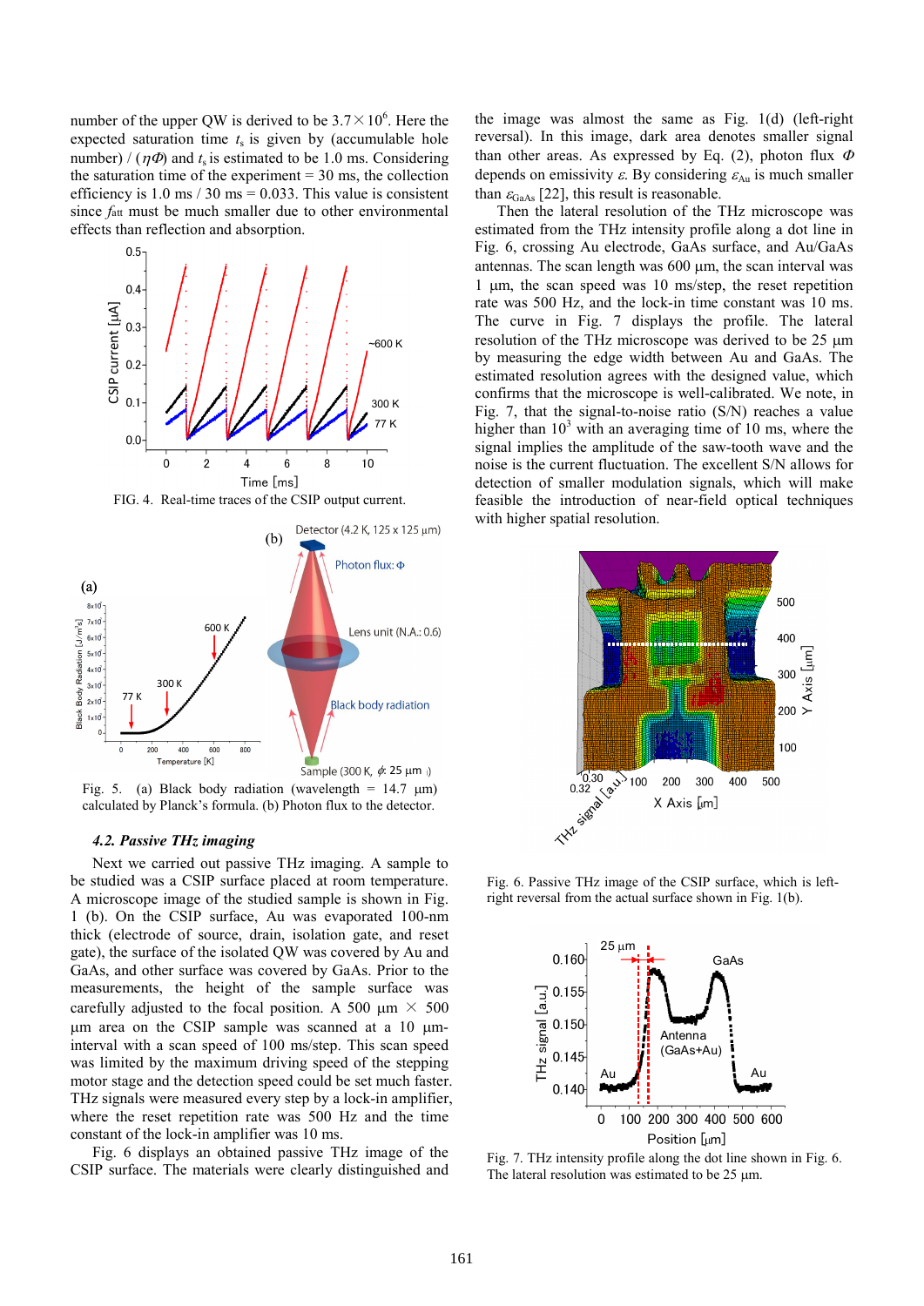number of the upper QW is derived to be 3.7×$10^6$. Here the expected saturation time $t_s$ is given by (accumulable hole number) / ($\eta\Phi$) and $t_s$ is estimated to be 1.0 ms. Considering the saturation time of the experiment = 30 ms, the collection efficiency is 1.0 ms / 30 ms = 0.033. This value is consistent since $f_{att}$ must be much smaller due to other environmental effects than reflection and absorption.

FIG. 4. Real-time traces of the CSIP output current.

Fig. 5. (a) Black body radiation (wavelength = 14.7 μm) calculated by Planck's formula. (b) Photon flux to the detector.

### 4.2. Passive THz imaging

Next we carried out passive THz imaging. A sample to be studied was a CSIP surface placed at room temperature. A microscope image of the studied sample is shown in Fig. 1 (b). On the CSIP surface, Au was evaporated 100-nm thick (electrode of source, drain, isolation gate, and reset gate), the surface of the isolated QW was covered by Au and GaAs, and other surface was covered by GaAs. Prior to the measurements, the height of the sample surface was carefully adjusted to the focal position. A 500 μm × 500 μm area on the CSIP sample was scanned at a 10 μm-interval with a scan speed of 100 ms/step. This scan speed was limited by the maximum driving speed of the stepping motor stage and the detection speed could be set much faster. THz signals were measured every step by a lock-in amplifier, where the reset repetition rate was 500 Hz and the time constant of the lock-in amplifier was 10 ms.

Fig. 6 displays an obtained passive THz image of the CSIP surface. The materials were clearly distinguished and the image was almost the same as Fig. 1(d) (left-right reversal). In this image, dark area denotes smaller signal than other areas. As expressed by Eq. (2), photon flux $\Phi$ depends on emissivity $\varepsilon$. By considering $\varepsilon_{Au}$ is much smaller than $\varepsilon_{GaAs}$ [22], this result is reasonable.

Then the lateral resolution of the THz microscope was estimated from the THz intensity profile along a dot line in Fig. 6, crossing Au electrode, GaAs surface, and Au/GaAs antennas. The scan length was 600 μm, the scan interval was 1 μm, the scan speed was 10 ms/step, the reset repetition rate was 500 Hz, and the lock-in time constant was 10 ms. The curve in Fig. 7 displays the profile. The lateral resolution of the THz microscope was derived to be 25 μm by measuring the edge width between Au and GaAs. The estimated resolution agrees with the designed value, which confirms that the microscope is well-calibrated. We note, in Fig. 7, that the signal-to-noise ratio (S/N) reaches a value higher than $10^3$ with an averaging time of 10 ms, where the signal implies the amplitude of the saw-tooth wave and the noise is the current fluctuation. The excellent S/N allows for detection of smaller modulation signals, which will make feasible the introduction of near-field optical techniques with higher spatial resolution.

Fig. 6. Passive THz image of the CSIP surface, which is left-right reversal from the actual surface shown in Fig. 1(b).

Fig. 7. THz intensity profile along the dot line shown in Fig. 6. The lateral resolution was estimated to be 25 μm.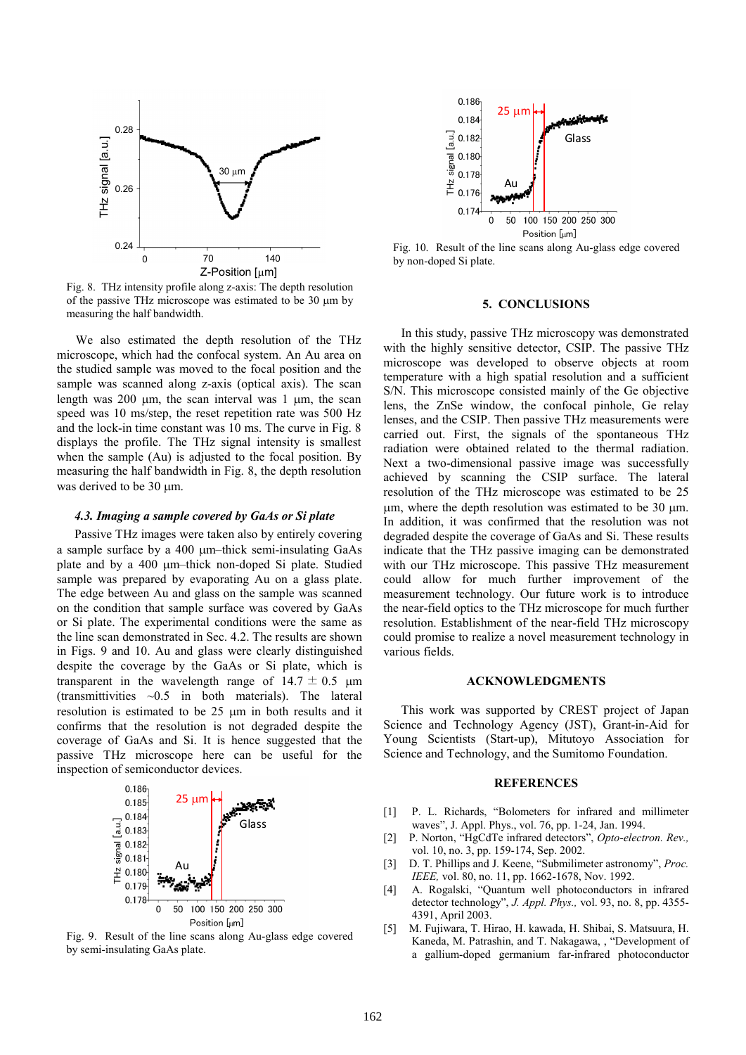Fig. 8. THz intensity profile along z-axis: The depth resolution of the passive THz microscope was estimated to be 30 μm by measuring the half bandwidth.

We also estimated the depth resolution of the THz microscope, which had the confocal system. An Au area on the studied sample was moved to the focal position and the sample was scanned along z-axis (optical axis). The scan length was 200 μm, the scan interval was 1 μm, the scan speed was 10 ms/step, the reset repetition rate was 500 Hz and the lock-in time constant was 10 ms. The curve in Fig. 8 displays the profile. The THz signal intensity is smallest when the sample (Au) is adjusted to the focal position. By measuring the half bandwidth in Fig. 8, the depth resolution was derived to be 30 μm.

### *4.3. Imaging a sample covered by GaAs or Si plate*

Passive THz images were taken also by entirely covering a sample surface by a 400 μm–thick semi-insulating GaAs plate and by a 400 μm–thick non-doped Si plate. Studied sample was prepared by evaporating Au on a glass plate. The edge between Au and glass on the sample was scanned on the condition that sample surface was covered by GaAs or Si plate. The experimental conditions were the same as the line scan demonstrated in Sec. 4.2. The results are shown in Figs. 9 and 10. Au and glass were clearly distinguished despite the coverage by the GaAs or Si plate, which is transparent in the wavelength range of 14.7 ± 0.5 μm (transmittivities ~0.5 in both materials). The lateral resolution is estimated to be 25 μm in both results and it confirms that the resolution is not degraded despite the coverage of GaAs and Si. It is hence suggested that the passive THz microscope here can be useful for the inspection of semiconductor devices.

Fig. 9. Result of the line scans along Au-glass edge covered by semi-insulating GaAs plate.

Fig. 10. Result of the line scans along Au-glass edge covered by non-doped Si plate.

## 5. CONCLUSIONS

In this study, passive THz microscopy was demonstrated with the highly sensitive detector, CSIP. The passive THz microscope was developed to observe objects at room temperature with a high spatial resolution and a sufficient S/N. This microscope consisted mainly of the Ge objective lens, the ZnSe window, the confocal pinhole, Ge relay lenses, and the CSIP. Then passive THz measurements were carried out. First, the signals of the spontaneous THz radiation were obtained related to the thermal radiation. Next a two-dimensional passive image was successfully achieved by scanning the CSIP surface. The lateral resolution of the THz microscope was estimated to be 25 μm, where the depth resolution was estimated to be 30 μm. In addition, it was confirmed that the resolution was not degraded despite the coverage of GaAs and Si. These results indicate that the THz passive imaging can be demonstrated with our THz microscope. This passive THz measurement could allow for much further improvement of the measurement technology. Our future work is to introduce the near-field optics to the THz microscope for much further resolution. Establishment of the near-field THz microscopy could promise to realize a novel measurement technology in various fields.

## ACKNOWLEDGMENTS

This work was supported by CREST project of Japan Science and Technology Agency (JST), Grant-in-Aid for Young Scientists (Start-up), Mitutoyo Association for Science and Technology, and the Sumitomo Foundation.

## REFERENCES

[1] P. L. Richards, "Bolometers for infrared and millimeter waves", J. Appl. Phys., vol. 76, pp. 1-24, Jan. 1994.

[2] P. Norton, "HgCdTe infrared detectors", *Opto-electron. Rev.,* vol. 10, no. 3, pp. 159-174, Sep. 2002.

[3] D. T. Phillips and J. Keene, "Submilimeter astronomy", *Proc. IEEE,* vol. 80, no. 11, pp. 1662-1678, Nov. 1992.

[4] A. Rogalski, "Quantum well photoconductors in infrared detector technology", *J. Appl. Phys.,* vol. 93, no. 8, pp. 4355-4391, April 2003.

[5] M. Fujiwara, T. Hirao, H. kawada, H. Shibai, S. Matsuura, H. Kaneda, M. Patrashin, and T. Nakagawa, , "Development of a gallium-doped germanium far-infrared photoconductor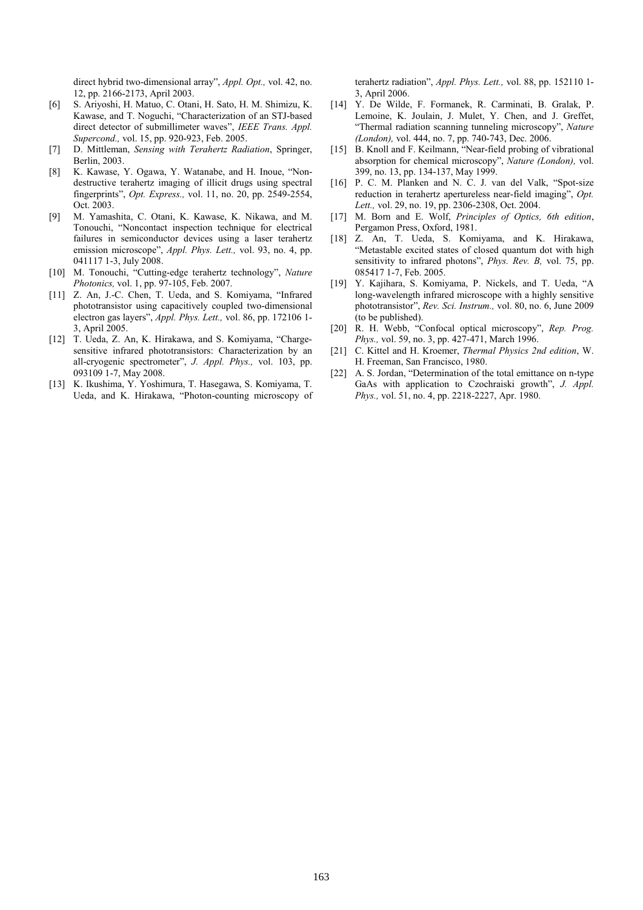direct hybrid two-dimensional array", *Appl. Opt.,* vol. 42, no. 12, pp. 2166-2173, April 2003.

[6] S. Ariyoshi, H. Matuo, C. Otani, H. Sato, H. M. Shimizu, K. Kawase, and T. Noguchi, "Characterization of an STJ-based direct detector of submillimeter waves", *IEEE Trans. Appl. Supercond.,* vol. 15, pp. 920-923, Feb. 2005.

[7] D. Mittleman, *Sensing with Terahertz Radiation*, Springer, Berlin, 2003.

[8] K. Kawase, Y. Ogawa, Y. Watanabe, and H. Inoue, "Non-destructive terahertz imaging of illicit drugs using spectral fingerprints", *Opt. Express.,* vol. 11, no. 20, pp. 2549-2554, Oct. 2003.

[9] M. Yamashita, C. Otani, K. Kawase, K. Nikawa, and M. Tonouchi, "Noncontact inspection technique for electrical failures in semiconductor devices using a laser terahertz emission microscope", *Appl. Phys. Lett.,* vol. 93, no. 4, pp. 041117 1-3, July 2008.

[10] M. Tonouchi, "Cutting-edge terahertz technology", *Nature Photonics,* vol. 1, pp. 97-105, Feb. 2007.

[11] Z. An, J.-C. Chen, T. Ueda, and S. Komiyama, "Infrared phototransistor using capacitively coupled two-dimensional electron gas layers", *Appl. Phys. Lett.,* vol. 86, pp. 172106 1-3, April 2005.

[12] T. Ueda, Z. An, K. Hirakawa, and S. Komiyama, "Charge-sensitive infrared phototransistors: Characterization by an all-cryogenic spectrometer", *J. Appl. Phys.,* vol. 103, pp. 093109 1-7, May 2008.

[13] K. Ikushima, Y. Yoshimura, T. Hasegawa, S. Komiyama, T. Ueda, and K. Hirakawa, "Photon-counting microscopy of terahertz radiation", *Appl. Phys. Lett.,* vol. 88, pp. 152110 1-3, April 2006.

[14] Y. De Wilde, F. Formanek, R. Carminati, B. Gralak, P. Lemoine, K. Joulain, J. Mulet, Y. Chen, and J. Greffet, "Thermal radiation scanning tunneling microscopy", *Nature (London),* vol. 444, no. 7, pp. 740-743, Dec. 2006.

[15] B. Knoll and F. Keilmann, "Near-field probing of vibrational absorption for chemical microscopy", *Nature (London),* vol. 399, no. 13, pp. 134-137, May 1999.

[16] P. C. M. Planken and N. C. J. van del Valk, "Spot-size reduction in terahertz apertureless near-field imaging", *Opt. Lett.,* vol. 29, no. 19, pp. 2306-2308, Oct. 2004.

[17] M. Born and E. Wolf, *Principles of Optics, 6th edition*, Pergamon Press, Oxford, 1981.

[18] Z. An, T. Ueda, S. Komiyama, and K. Hirakawa, "Metastable excited states of closed quantum dot with high sensitivity to infrared photons", *Phys. Rev. B,* vol. 75, pp. 085417 1-7, Feb. 2005.

[19] Y. Kajihara, S. Komiyama, P. Nickels, and T. Ueda, "A long-wavelength infrared microscope with a highly sensitive phototransistor", *Rev. Sci. Instrum.,* vol. 80, no. 6, June 2009 (to be published).

[20] R. H. Webb, "Confocal optical microscopy", *Rep. Prog. Phys.,* vol. 59, no. 3, pp. 427-471, March 1996.

[21] C. Kittel and H. Kroemer, *Thermal Physics 2nd edition*, W. H. Freeman, San Francisco, 1980.

[22] A. S. Jordan, "Determination of the total emittance on n-type GaAs with application to Czochraiski growth", *J. Appl. Phys.,* vol. 51, no. 4, pp. 2218-2227, Apr. 1980.